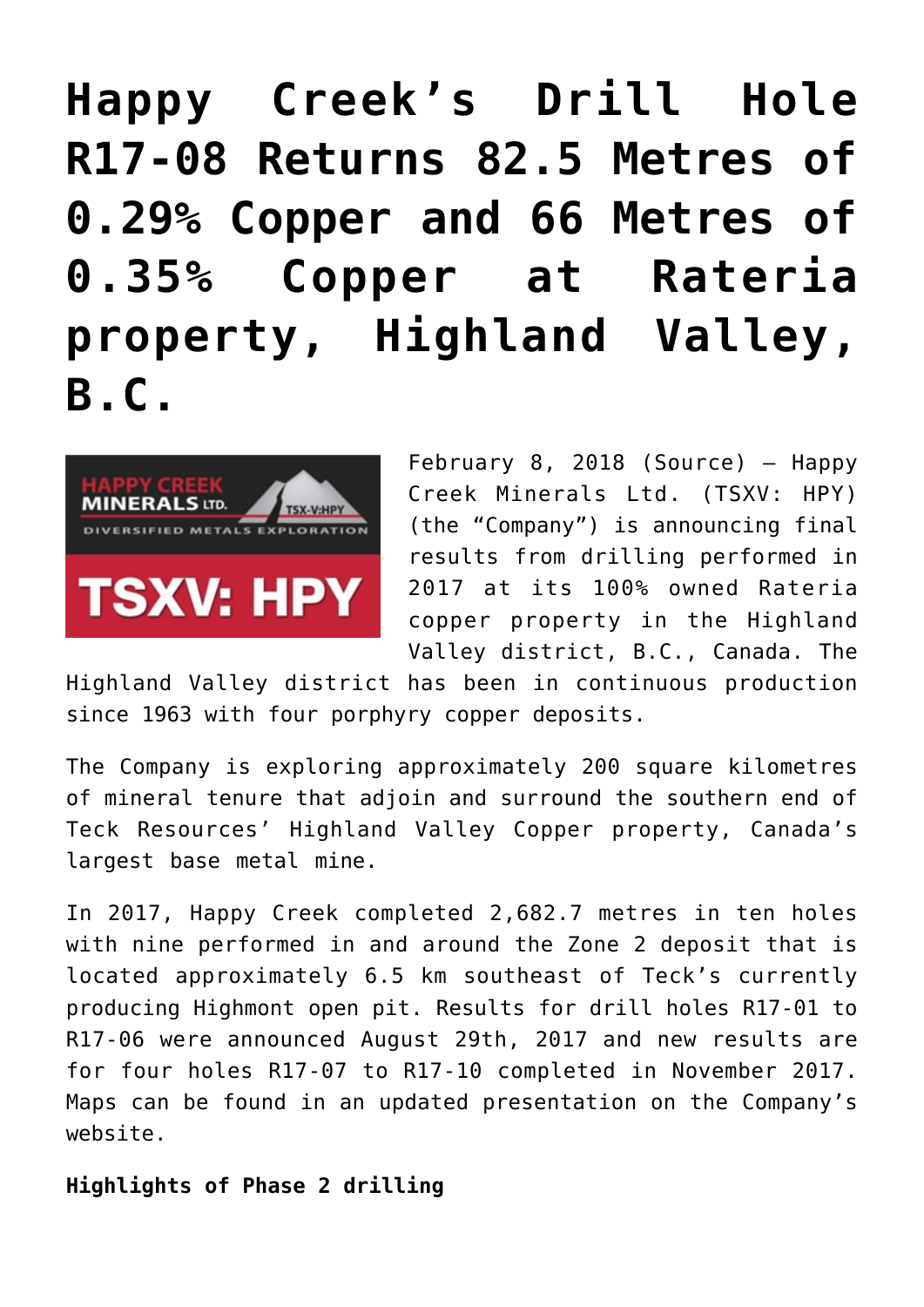# Happy Creek's Drill Hole R17-08 Returns 82.5 Metres of 0.29% Copper and 66 Metres of 0.35% Copper at Rateria property, Highland Valley, B.C.

February 8, 2018 (Source) — Happy Creek Minerals Ltd. (TSXV: HPY) (the "Company") is announcing final results from drilling performed in 2017 at its 100% owned Rateria copper property in the Highland Valley district, B.C., Canada. The Highland Valley district has been in continuous production since 1963 with four porphyry copper deposits.

The Company is exploring approximately 200 square kilometres of mineral tenure that adjoin and surround the southern end of Teck Resources' Highland Valley Copper property, Canada's largest base metal mine.

In 2017, Happy Creek completed 2,682.7 metres in ten holes with nine performed in and around the Zone 2 deposit that is located approximately 6.5 km southeast of Teck's currently producing Highmont open pit. Results for drill holes R17-01 to R17-06 were announced August 29th, 2017 and new results are for four holes R17-07 to R17-10 completed in November 2017. Maps can be found in an updated presentation on the Company's website.

**Highlights of Phase 2 drilling**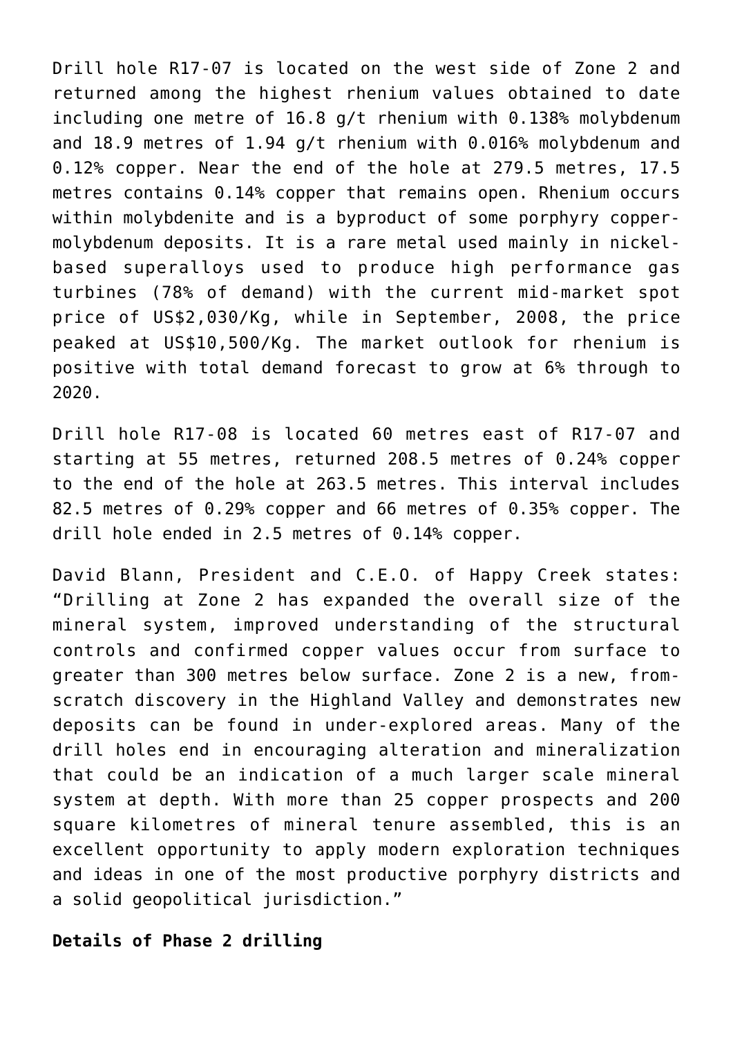Drill hole R17-07 is located on the west side of Zone 2 and returned among the highest rhenium values obtained to date including one metre of 16.8 g/t rhenium with 0.138% molybdenum and 18.9 metres of 1.94 g/t rhenium with 0.016% molybdenum and 0.12% copper. Near the end of the hole at 279.5 metres, 17.5 metres contains 0.14% copper that remains open. Rhenium occurs within molybdenite and is a byproduct of some porphyry copper-molybdenum deposits. It is a rare metal used mainly in nickel-based superalloys used to produce high performance gas turbines (78% of demand) with the current mid-market spot price of US$2,030/Kg, while in September, 2008, the price peaked at US$10,500/Kg. The market outlook for rhenium is positive with total demand forecast to grow at 6% through to 2020.

Drill hole R17-08 is located 60 metres east of R17-07 and starting at 55 metres, returned 208.5 metres of 0.24% copper to the end of the hole at 263.5 metres. This interval includes 82.5 metres of 0.29% copper and 66 metres of 0.35% copper. The drill hole ended in 2.5 metres of 0.14% copper.

David Blann, President and C.E.O. of Happy Creek states: "Drilling at Zone 2 has expanded the overall size of the mineral system, improved understanding of the structural controls and confirmed copper values occur from surface to greater than 300 metres below surface. Zone 2 is a new, from-scratch discovery in the Highland Valley and demonstrates new deposits can be found in under-explored areas. Many of the drill holes end in encouraging alteration and mineralization that could be an indication of a much larger scale mineral system at depth. With more than 25 copper prospects and 200 square kilometres of mineral tenure assembled, this is an excellent opportunity to apply modern exploration techniques and ideas in one of the most productive porphyry districts and a solid geopolitical jurisdiction."

**Details of Phase 2 drilling**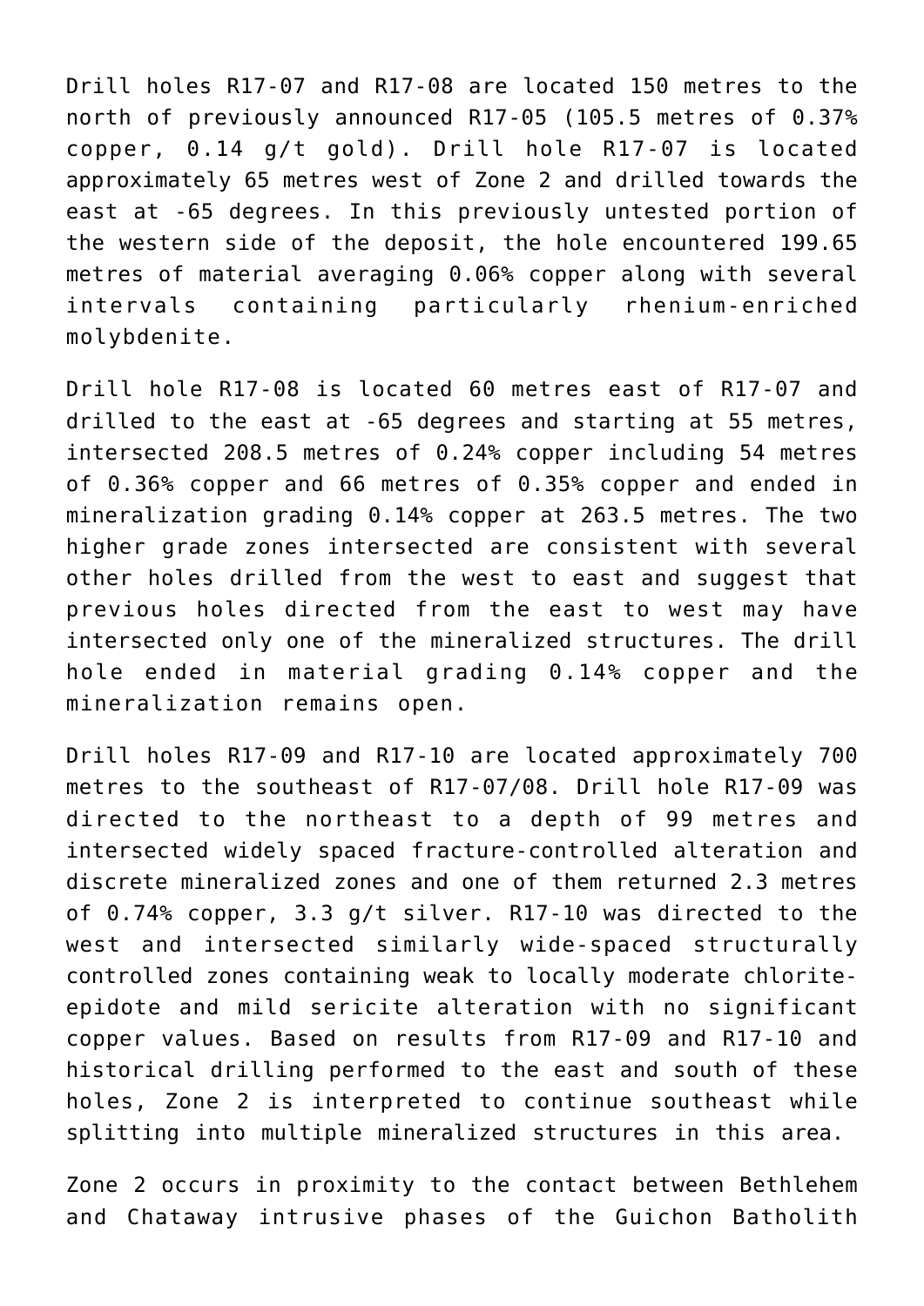Drill holes R17-07 and R17-08 are located 150 metres to the north of previously announced R17-05 (105.5 metres of 0.37% copper, 0.14 g/t gold). Drill hole R17-07 is located approximately 65 metres west of Zone 2 and drilled towards the east at -65 degrees. In this previously untested portion of the western side of the deposit, the hole encountered 199.65 metres of material averaging 0.06% copper along with several intervals containing particularly rhenium-enriched molybdenite.

Drill hole R17-08 is located 60 metres east of R17-07 and drilled to the east at -65 degrees and starting at 55 metres, intersected 208.5 metres of 0.24% copper including 54 metres of 0.36% copper and 66 metres of 0.35% copper and ended in mineralization grading 0.14% copper at 263.5 metres. The two higher grade zones intersected are consistent with several other holes drilled from the west to east and suggest that previous holes directed from the east to west may have intersected only one of the mineralized structures. The drill hole ended in material grading 0.14% copper and the mineralization remains open.

Drill holes R17-09 and R17-10 are located approximately 700 metres to the southeast of R17-07/08. Drill hole R17-09 was directed to the northeast to a depth of 99 metres and intersected widely spaced fracture-controlled alteration and discrete mineralized zones and one of them returned 2.3 metres of 0.74% copper, 3.3 g/t silver. R17-10 was directed to the west and intersected similarly wide-spaced structurally controlled zones containing weak to locally moderate chlorite-epidote and mild sericite alteration with no significant copper values. Based on results from R17-09 and R17-10 and historical drilling performed to the east and south of these holes, Zone 2 is interpreted to continue southeast while splitting into multiple mineralized structures in this area.

Zone 2 occurs in proximity to the contact between Bethlehem and Chataway intrusive phases of the Guichon Batholith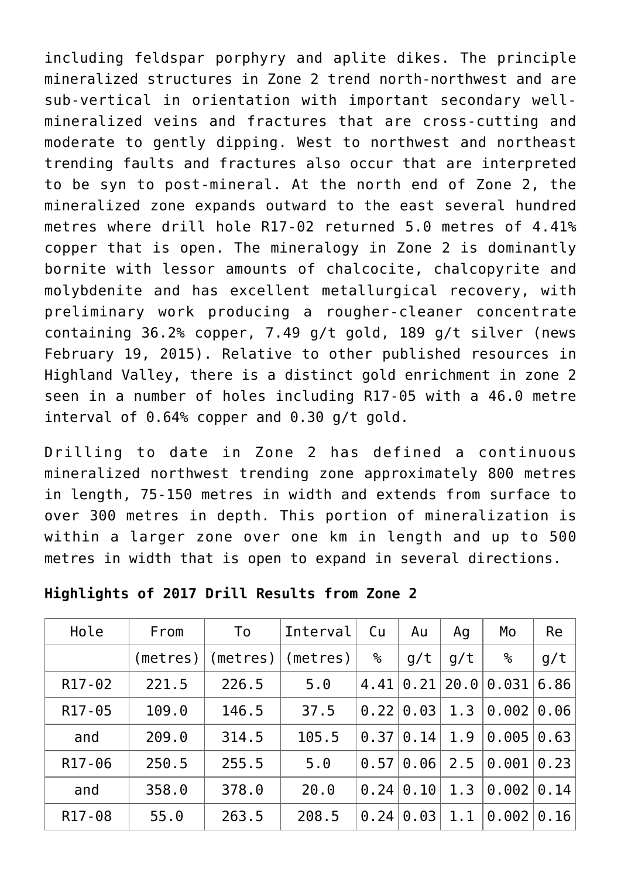including feldspar porphyry and aplite dikes. The principle mineralized structures in Zone 2 trend north-northwest and are sub-vertical in orientation with important secondary well-mineralized veins and fractures that are cross-cutting and moderate to gently dipping. West to northwest and northeast trending faults and fractures also occur that are interpreted to be syn to post-mineral. At the north end of Zone 2, the mineralized zone expands outward to the east several hundred metres where drill hole R17-02 returned 5.0 metres of 4.41% copper that is open. The mineralogy in Zone 2 is dominantly bornite with lessor amounts of chalcocite, chalcopyrite and molybdenite and has excellent metallurgical recovery, with preliminary work producing a rougher-cleaner concentrate containing 36.2% copper, 7.49 g/t gold, 189 g/t silver (news February 19, 2015). Relative to other published resources in Highland Valley, there is a distinct gold enrichment in zone 2 seen in a number of holes including R17-05 with a 46.0 metre interval of 0.64% copper and 0.30 g/t gold.

Drilling to date in Zone 2 has defined a continuous mineralized northwest trending zone approximately 800 metres in length, 75-150 metres in width and extends from surface to over 300 metres in depth. This portion of mineralization is within a larger zone over one km in length and up to 500 metres in width that is open to expand in several directions.

**Highlights of 2017 Drill Results from Zone 2**

| Hole | From | To | Interval | Cu | Au | Ag | Mo | Re |
|---|---|---|---|---|---|---|---|---|
| | (metres) | (metres) | (metres) | % | g/t | g/t | % | g/t |
| R17-02 | 221.5 | 226.5 | 5.0 | 4.41 | 0.21 | 20.0 | 0.031 | 6.86 |
| R17-05 | 109.0 | 146.5 | 37.5 | 0.22 | 0.03 | 1.3 | 0.002 | 0.06 |
| and | 209.0 | 314.5 | 105.5 | 0.37 | 0.14 | 1.9 | 0.005 | 0.63 |
| R17-06 | 250.5 | 255.5 | 5.0 | 0.57 | 0.06 | 2.5 | 0.001 | 0.23 |
| and | 358.0 | 378.0 | 20.0 | 0.24 | 0.10 | 1.3 | 0.002 | 0.14 |
| R17-08 | 55.0 | 263.5 | 208.5 | 0.24 | 0.03 | 1.1 | 0.002 | 0.16 |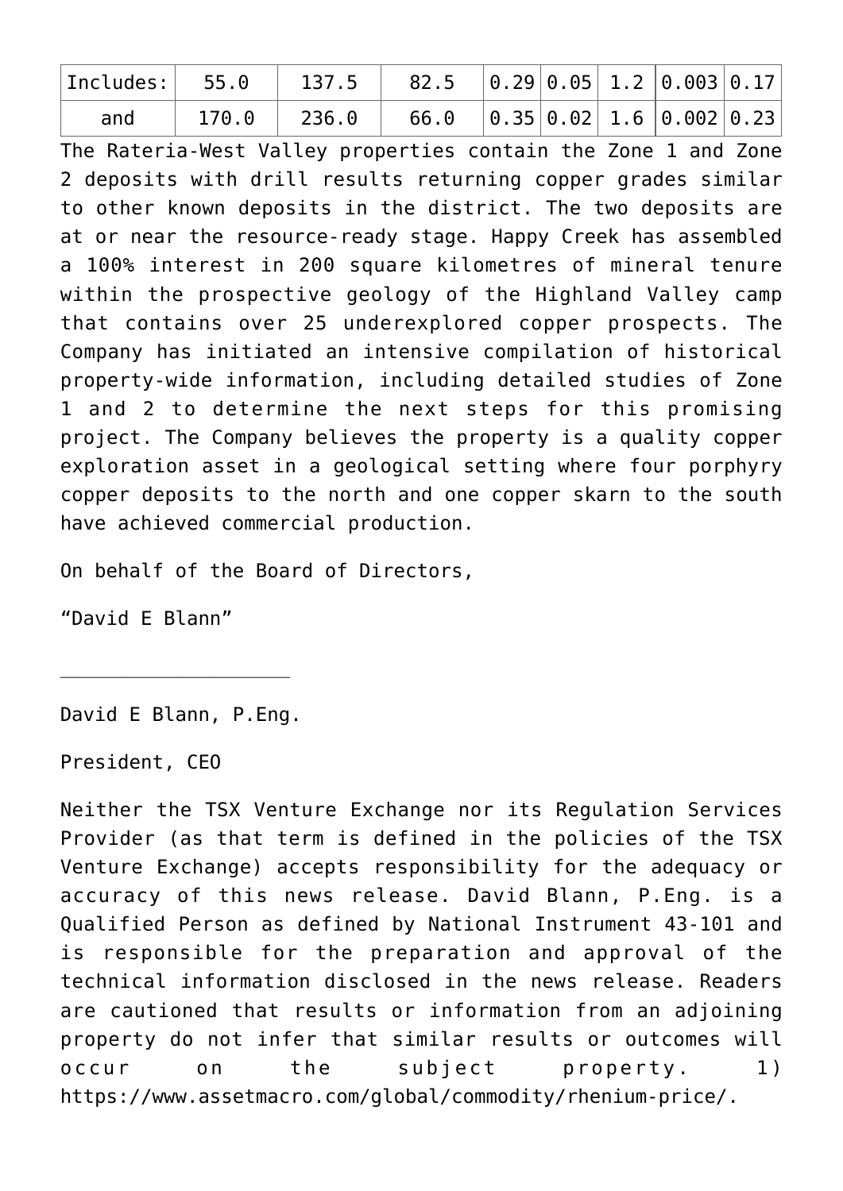| Includes: | 55.0 | 137.5 | 82.5 | 0.29 | 0.05 | 1.2 | 0.003 | 0.17 |
|---|---|---|---|---|---|---|---|---|
| and | 170.0 | 236.0 | 66.0 | 0.35 | 0.02 | 1.6 | 0.002 | 0.23 |

The Rateria-West Valley properties contain the Zone 1 and Zone 2 deposits with drill results returning copper grades similar to other known deposits in the district. The two deposits are at or near the resource-ready stage. Happy Creek has assembled a 100% interest in 200 square kilometres of mineral tenure within the prospective geology of the Highland Valley camp that contains over 25 underexplored copper prospects. The Company has initiated an intensive compilation of historical property-wide information, including detailed studies of Zone 1 and 2 to determine the next steps for this promising project. The Company believes the property is a quality copper exploration asset in a geological setting where four porphyry copper deposits to the north and one copper skarn to the south have achieved commercial production.

On behalf of the Board of Directors,

“David E Blann”

_____________________

David E Blann, P.Eng.

President, CEO

Neither the TSX Venture Exchange nor its Regulation Services Provider (as that term is defined in the policies of the TSX Venture Exchange) accepts responsibility for the adequacy or accuracy of this news release. David Blann, P.Eng. is a Qualified Person as defined by National Instrument 43-101 and is responsible for the preparation and approval of the technical information disclosed in the news release. Readers are cautioned that results or information from an adjoining property do not infer that similar results or outcomes will occur on the subject property. 1) https://www.assetmacro.com/global/commodity/rhenium-price/.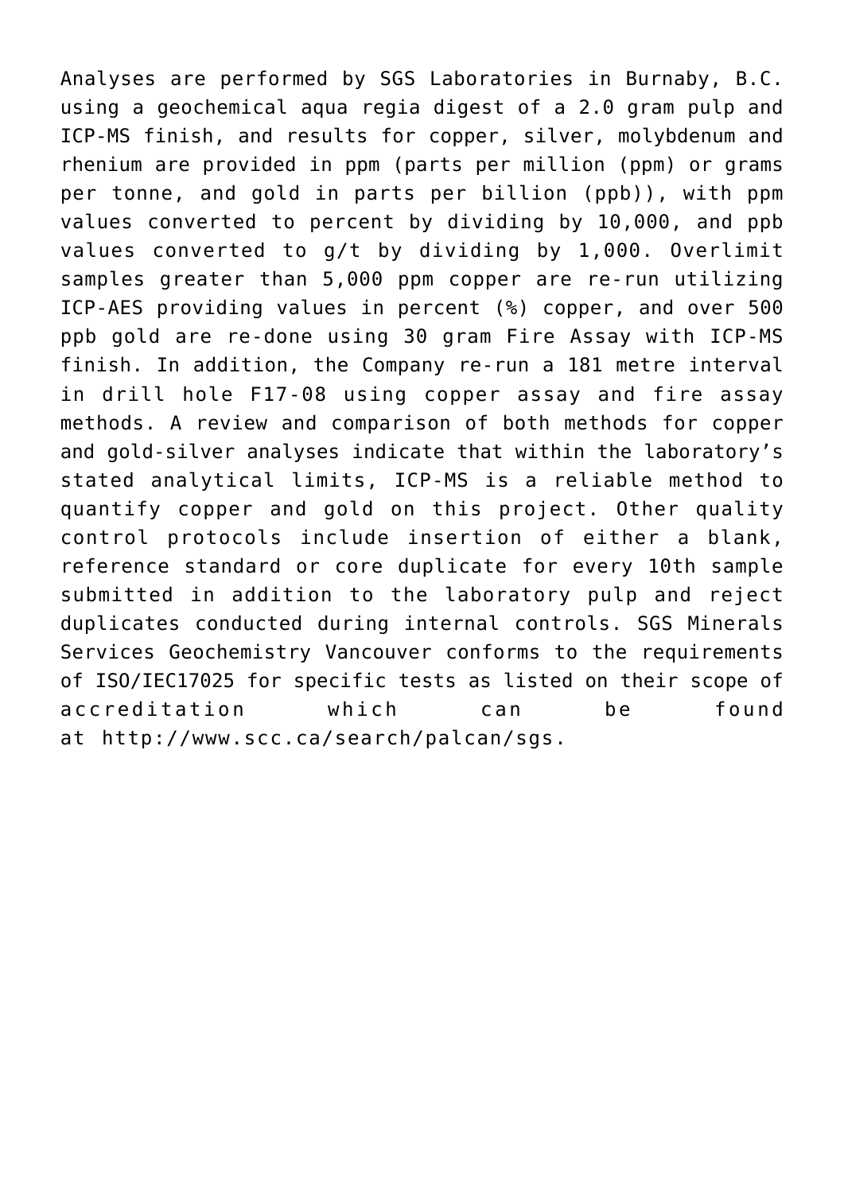Analyses are performed by SGS Laboratories in Burnaby, B.C. using a geochemical aqua regia digest of a 2.0 gram pulp and ICP-MS finish, and results for copper, silver, molybdenum and rhenium are provided in ppm (parts per million (ppm) or grams per tonne, and gold in parts per billion (ppb)), with ppm values converted to percent by dividing by 10,000, and ppb values converted to g/t by dividing by 1,000. Overlimit samples greater than 5,000 ppm copper are re-run utilizing ICP-AES providing values in percent (%) copper, and over 500 ppb gold are re-done using 30 gram Fire Assay with ICP-MS finish. In addition, the Company re-run a 181 metre interval in drill hole F17-08 using copper assay and fire assay methods. A review and comparison of both methods for copper and gold-silver analyses indicate that within the laboratory's stated analytical limits, ICP-MS is a reliable method to quantify copper and gold on this project. Other quality control protocols include insertion of either a blank, reference standard or core duplicate for every 10th sample submitted in addition to the laboratory pulp and reject duplicates conducted during internal controls. SGS Minerals Services Geochemistry Vancouver conforms to the requirements of ISO/IEC17025 for specific tests as listed on their scope of accreditation which can be found at http://www.scc.ca/search/palcan/sgs.